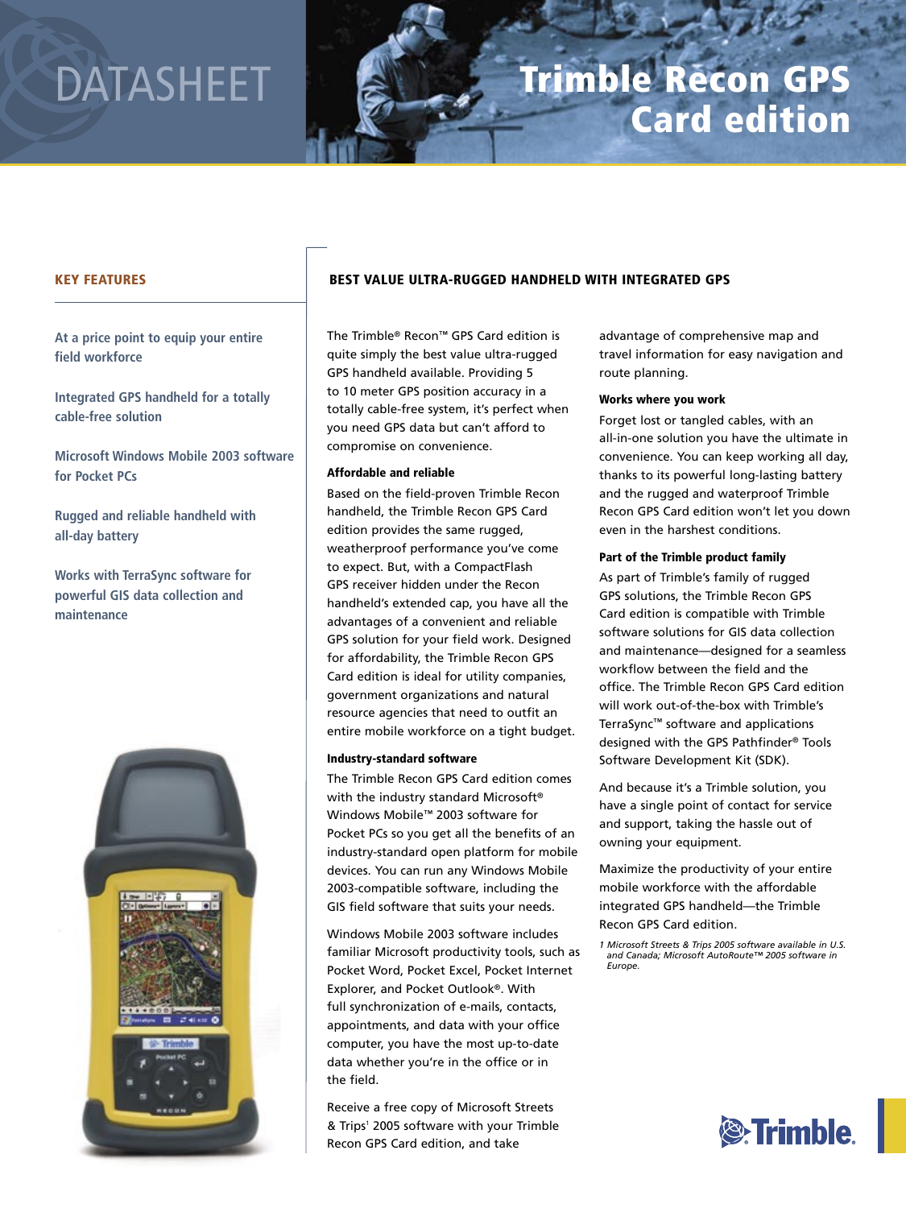DATASHEET

# Trimble Recon GPS Card edition

## KEY FEATURES

At a price point to equip your entire field workforce

Integrated GPS handheld for a totally cable-free solution

Microsoft Windows Mobile 2003 software for Pocket PCs

Rugged and reliable handheld with all-day battery

Works with TerraSync software for powerful GIS data collection and maintenance

## BEST VALUE ULTRA-RUGGED HANDHELD WITH INTEGRATED GPS

The Trimble® Recon™ GPS Card edition is quite simply the best value ultra-rugged GPS handheld available. Providing 5 to 10 meter GPS position accuracy in a totally cable-free system, it's perfect when you need GPS data but can't afford to compromise on convenience.

### Affordable and reliable

Based on the field-proven Trimble Recon handheld, the Trimble Recon GPS Card edition provides the same rugged, weatherproof performance you've come to expect. But, with a CompactFlash GPS receiver hidden under the Recon handheld's extended cap, you have all the advantages of a convenient and reliable GPS solution for your field work. Designed for affordability, the Trimble Recon GPS Card edition is ideal for utility companies, government organizations and natural resource agencies that need to outfit an entire mobile workforce on a tight budget.

### Industry-standard software

The Trimble Recon GPS Card edition comes with the industry standard Microsoft® Windows Mobile™ 2003 software for Pocket PCs so you get all the benefits of an industry-standard open platform for mobile devices. You can run any Windows Mobile 2003-compatible software, including the GIS field software that suits your needs.

Windows Mobile 2003 software includes familiar Microsoft productivity tools, such as Pocket Word, Pocket Excel, Pocket Internet Explorer, and Pocket Outlook®. With full synchronization of e-mails, contacts, appointments, and data with your office computer, you have the most up-to-date data whether you're in the office or in the field.

Receive a free copy of Microsoft Streets & Trips[1] 2005 software with your Trimble Recon GPS Card edition, and take advantage of comprehensive map and travel information for easy navigation and route planning.

### Works where you work

Forget lost or tangled cables, with an all-in-one solution you have the ultimate in convenience. You can keep working all day, thanks to its powerful long-lasting battery and the rugged and waterproof Trimble Recon GPS Card edition won't let you down even in the harshest conditions.

### Part of the Trimble product family

As part of Trimble's family of rugged GPS solutions, the Trimble Recon GPS Card edition is compatible with Trimble software solutions for GIS data collection and maintenance—designed for a seamless workflow between the field and the office. The Trimble Recon GPS Card edition will work out-of-the-box with Trimble's TerraSync™ software and applications designed with the GPS Pathfinder® Tools Software Development Kit (SDK).

And because it's a Trimble solution, you have a single point of contact for service and support, taking the hassle out of owning your equipment.

Maximize the productivity of your entire mobile workforce with the affordable integrated GPS handheld—the Trimble Recon GPS Card edition.

*1 Microsoft Streets & Trips 2005 software available in U.S. and Canada; Microsoft AutoRoute™ 2005 software in Europe.*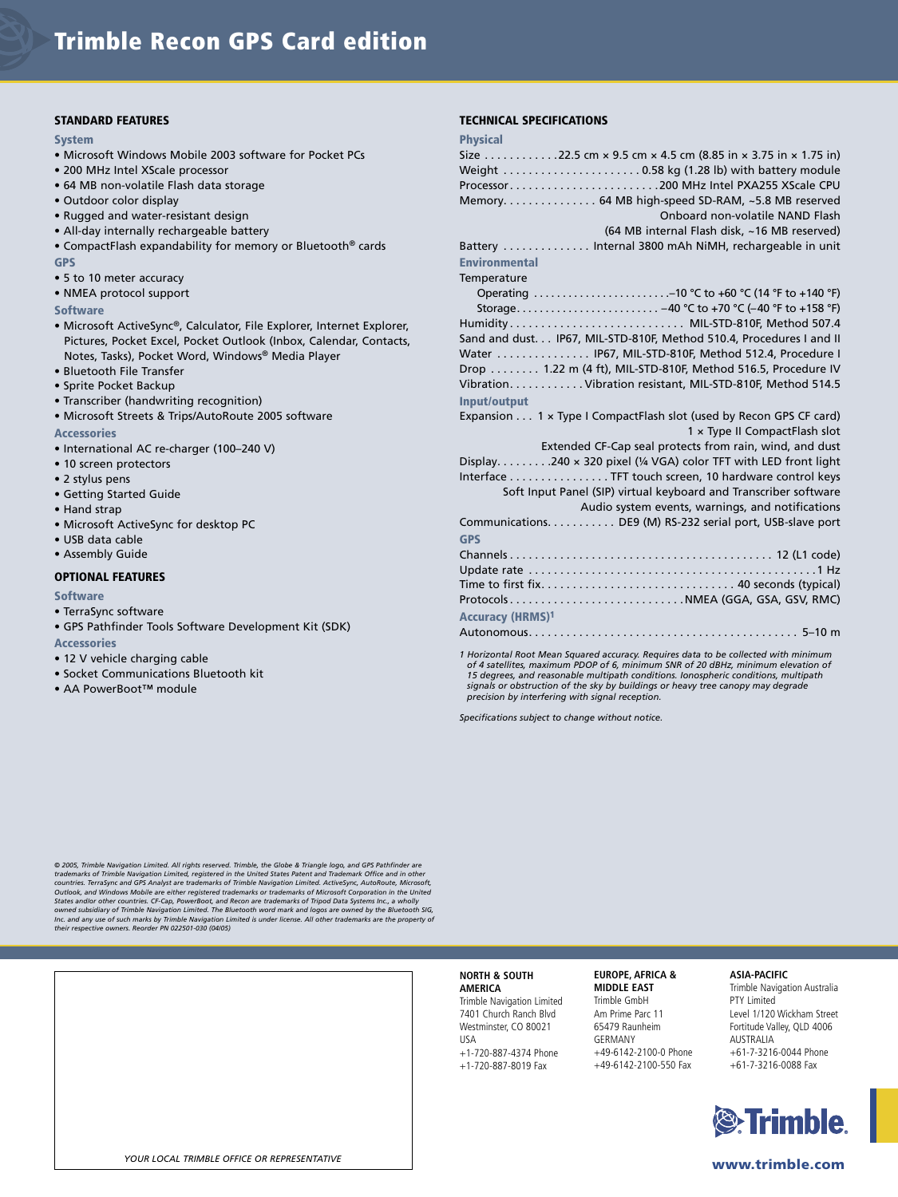# Trimble Recon GPS Card edition

## STANDARD FEATURES

### System

- Microsoft Windows Mobile 2003 software for Pocket PCs
- 200 MHz Intel XScale processor
- 64 MB non-volatile Flash data storage
- Outdoor color display
- Rugged and water-resistant design
- All-day internally rechargeable battery
- CompactFlash expandability for memory or Bluetooth® cards

### GPS

- 5 to 10 meter accuracy
- NMEA protocol support

### Software

- Microsoft ActiveSync®, Calculator, File Explorer, Internet Explorer, Pictures, Pocket Excel, Pocket Outlook (Inbox, Calendar, Contacts, Notes, Tasks), Pocket Word, Windows® Media Player
- Bluetooth File Transfer
- Sprite Pocket Backup
- Transcriber (handwriting recognition)
- Microsoft Streets & Trips/AutoRoute 2005 software

### Accessories

- International AC re-charger (100–240 V)
- 10 screen protectors
- 2 stylus pens
- Getting Started Guide
- Hand strap
- Microsoft ActiveSync for desktop PC
- USB data cable
- Assembly Guide

## OPTIONAL FEATURES

### Software

- TerraSync software
- GPS Pathfinder Tools Software Development Kit (SDK)

### Accessories

- 12 V vehicle charging cable
- Socket Communications Bluetooth kit
- AA PowerBoot™ module

## TECHNICAL SPECIFICATIONS

### Physical

Size . . . . . . . . . . . .22.5 cm × 9.5 cm × 4.5 cm (8.85 in × 3.75 in × 1.75 in)
Weight . . . . . . . . . . . . . . . . . . . . . . 0.58 kg (1.28 lb) with battery module
Processor. . . . . . . . . . . . . . . . . . . . . . . .200 MHz Intel PXA255 XScale CPU
Memory. . . . . . . . . . . . . . 64 MB high-speed SD-RAM, ~5.8 MB reserved
Onboard non-volatile NAND Flash
(64 MB internal Flash disk, ~16 MB reserved)
Battery . . . . . . . . . . . . . . Internal 3800 mAh NiMH, rechargeable in unit

### Environmental

Temperature
Operating . . . . . . . . . . . . . . . . . . . . . . .–10 °C to +60 °C (14 °F to +140 °F)
Storage. . . . . . . . . . . . . . . . . . . . . . . . . –40 °C to +70 °C (–40 °F to +158 °F)
Humidity . . . . . . . . . . . . . . . . . . . . . . . . . . . . MIL-STD-810F, Method 507.4
Sand and dust. . . IP67, MIL-STD-810F, Method 510.4, Procedures I and II
Water . . . . . . . . . . . . . . . IP67, MIL-STD-810F, Method 512.4, Procedure I
Drop . . . . . . . . 1.22 m (4 ft), MIL-STD-810F, Method 516.5, Procedure IV
Vibration. . . . . . . . . . . .Vibration resistant, MIL-STD-810F, Method 514.5

### Input/output

Expansion . . . 1 × Type I CompactFlash slot (used by Recon GPS CF card)
1 × Type II CompactFlash slot
Extended CF-Cap seal protects from rain, wind, and dust
Display. . . . . . . . .240 × 320 pixel (¼ VGA) color TFT with LED front light
Interface . . . . . . . . . . . . . . . . TFT touch screen, 10 hardware control keys
Soft Input Panel (SIP) virtual keyboard and Transcriber software
Audio system events, warnings, and notifications
Communications. . . . . . . . . . . DE9 (M) RS-232 serial port, USB-slave port

### GPS

Channels . . . . . . . . . . . . . . . . . . . . . . . . . . . . . . . . . . . . . . . . . . 12 (L1 code)
Update rate . . . . . . . . . . . . . . . . . . . . . . . . . . . . . . . . . . . . . . . . . . . . .1 Hz
Time to first fix. . . . . . . . . . . . . . . . . . . . . . . . . . . . . . . 40 seconds (typical)
Protocols . . . . . . . . . . . . . . . . . . . . . . . . . . . .NMEA (GGA, GSA, GSV, RMC)

### Accuracy (HRMS)[1]

Autonomous. . . . . . . . . . . . . . . . . . . . . . . . . . . . . . . . . . . . . . . . . . . 5–10 m

*1 Horizontal Root Mean Squared accuracy. Requires data to be collected with minimum of 4 satellites, maximum PDOP of 6, minimum SNR of 20 dBHz, minimum elevation of 15 degrees, and reasonable multipath conditions. Ionospheric conditions, multipath signals or obstruction of the sky by buildings or heavy tree canopy may degrade precision by interfering with signal reception.*

*Specifications subject to change without notice.*

*© 2005, Trimble Navigation Limited. All rights reserved. Trimble, the Globe & Triangle logo, and GPS Pathfinder are trademarks of Trimble Navigation Limited, registered in the United States Patent and Trademark Office and in other countries. TerraSync and GPS Analyst are trademarks of Trimble Navigation Limited. ActiveSync, AutoRoute, Microsoft, Outlook, and Windows Mobile are either registered trademarks or trademarks of Microsoft Corporation in the United States and/or other countries. CF-Cap, PowerBoot, and Recon are trademarks of Tripod Data Systems Inc., a wholly owned subsidiary of Trimble Navigation Limited. The Bluetooth word mark and logos are owned by the Bluetooth SIG, Inc. and any use of such marks by Trimble Navigation Limited is under license. All other trademarks are the property of their respective owners. Reorder PN 022501-030 (04/05)*

**NORTH & SOUTH AMERICA**
Trimble Navigation Limited
7401 Church Ranch Blvd
Westminster, CO 80021
USA
+1-720-887-4374 Phone
+1-720-887-8019 Fax

**EUROPE, AFRICA & MIDDLE EAST**
Trimble GmbH
Am Prime Parc 11
65479 Raunheim
GERMANY
+49-6142-2100-0 Phone
+49-6142-2100-550 Fax

**ASIA-PACIFIC**
Trimble Navigation Australia PTY Limited
Level 1/120 Wickham Street
Fortitude Valley, QLD 4006
AUSTRALIA
+61-7-3216-0044 Phone
+61-7-3216-0088 Fax

*YOUR LOCAL TRIMBLE OFFICE OR REPRESENTATIVE*

Trimble.

www.trimble.com